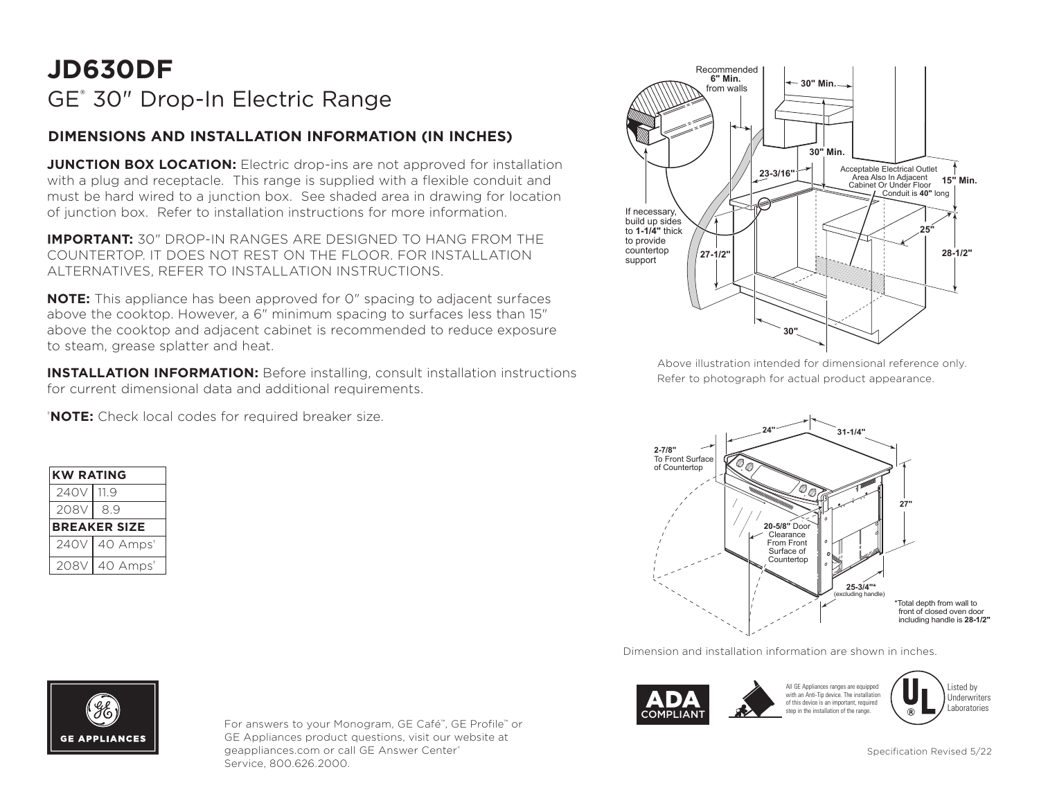# JD630DF

## GE® 30" Drop-In Electric Range

### DIMENSIONS AND INSTALLATION INFORMATION (IN INCHES)

**JUNCTION BOX LOCATION:** Electric drop-ins are not approved for installation with a plug and receptacle. This range is supplied with a flexible conduit and must be hard wired to a junction box. See shaded area in drawing for location of junction box. Refer to installation instructions for more information.

**IMPORTANT:** 30" DROP-IN RANGES ARE DESIGNED TO HANG FROM THE COUNTERTOP. IT DOES NOT REST ON THE FLOOR. FOR INSTALLATION ALTERNATIVES, REFER TO INSTALLATION INSTRUCTIONS.

**NOTE:** This appliance has been approved for 0" spacing to adjacent surfaces above the cooktop. However, a 6" minimum spacing to surfaces less than 15" above the cooktop and adjacent cabinet is recommended to reduce exposure to steam, grease splatter and heat.

**INSTALLATION INFORMATION:** Before installing, consult installation instructions for current dimensional data and additional requirements.

*NOTE: Check local codes for required breaker size.

| KW RATING | |
|---|---|
| 240V | 11.9 |
| 208V | 8.9 |
| **BREAKER SIZE** | |
| 240V | 40 Amps* |
| 208V | 40 Amps* |

Recommended **6" Min.** from walls

**30" Min.**

**30" Min.**

**23-3/16"**

Acceptable Electrical Outlet Area Also In Adjacent Cabinet Or Under Floor Conduit is **40"** long

**15" Min.**

If necessary, build up sides to **1-1/4"** thick to provide countertop support

**25"**

**27-1/2"**

**28-1/2"**

**30"**

Above illustration intended for dimensional reference only. Refer to photograph for actual product appearance.

**24"**

**31-1/4"**

**2-7/8"** To Front Surface of Countertop

**27"**

**20-5/8"** Door Clearance From Front Surface of Countertop

**25-3/4"*** (excluding handle)

*Total depth from wall to front of closed oven door including handle is **28-1/2"**

Dimension and installation information are shown in inches.

ADA COMPLIANT

All GE Appliances ranges are equipped with an Anti-Tip device. The installation of this device is an important, required step in the installation of the range.

Listed by Underwriters Laboratories

GE APPLIANCES

For answers to your Monogram, GE Café™, GE Profile™ or GE Appliances product questions, visit our website at geappliances.com or call GE Answer Center® Service, 800.626.2000.

Specification Revised 5/22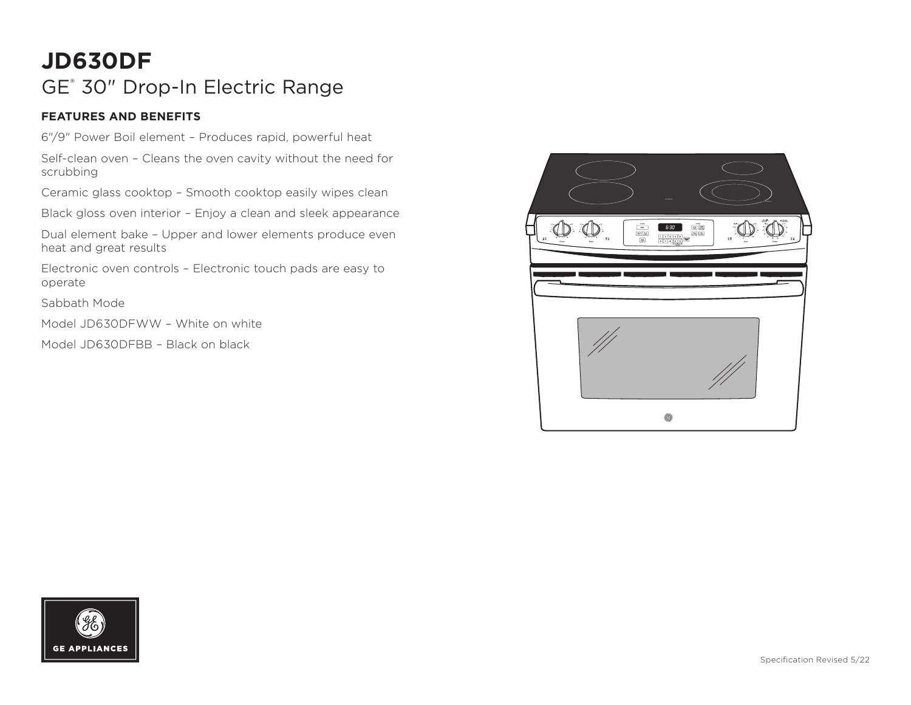# JD630DF

## GE® 30" Drop-In Electric Range

**FEATURES AND BENEFITS**

6"/9" Power Boil element – Produces rapid, powerful heat

Self-clean oven – Cleans the oven cavity without the need for scrubbing

Ceramic glass cooktop – Smooth cooktop easily wipes clean

Black gloss oven interior – Enjoy a clean and sleek appearance

Dual element bake – Upper and lower elements produce even heat and great results

Electronic oven controls – Electronic touch pads are easy to operate

Sabbath Mode

Model JD630DFWW – White on white

Model JD630DFBB – Black on black

GE APPLIANCES

Specification Revised 5/22